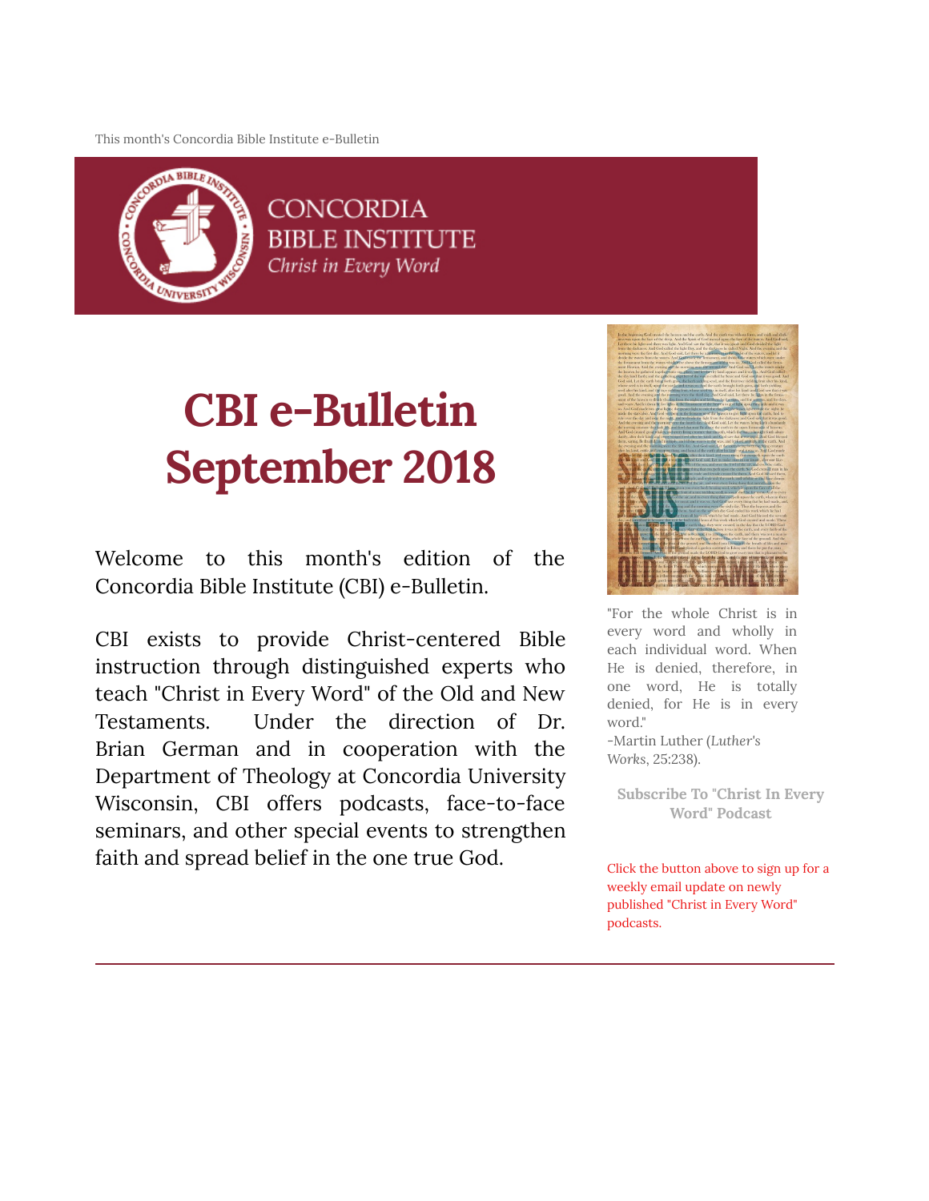This month's Concordia Bible Institute e-Bulletin

CONCORDIA BIBLE INSTITUTE
*Christ in Every Word*

# CBI e-Bulletin September 2018

Welcome to this month's edition of the Concordia Bible Institute (CBI) e-Bulletin.

CBI exists to provide Christ-centered Bible instruction through distinguished experts who teach "Christ in Every Word" of the Old and New Testaments. Under the direction of Dr. Brian German and in cooperation with the Department of Theology at Concordia University Wisconsin, CBI offers podcasts, face-to-face seminars, and other special events to strengthen faith and spread belief in the one true God.

"For the whole Christ is in every word and wholly in each individual word. When He is denied, therefore, in one word, He is totally denied, for He is in every word."
-Martin Luther (*Luther's Works*, 25:238).

**Subscribe To "Christ In Every Word" Podcast**

Click the button above to sign up for a weekly email update on newly published "Christ in Every Word" podcasts.

---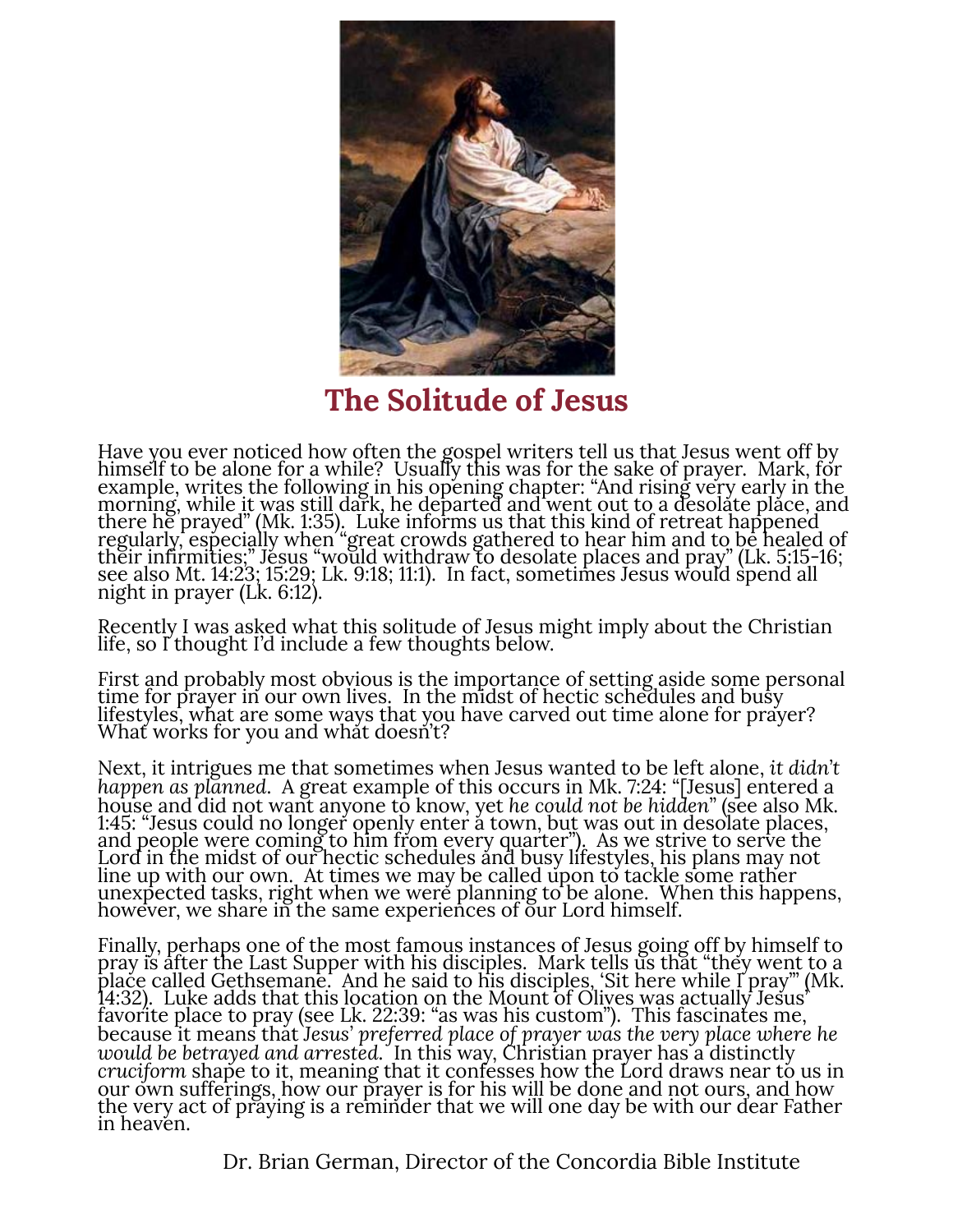# The Solitude of Jesus

Have you ever noticed how often the gospel writers tell us that Jesus went off by himself to be alone for a while? Usually this was for the sake of prayer. Mark, for example, writes the following in his opening chapter: "And rising very early in the morning, while it was still dark, he departed and went out to a desolate place, and there he prayed" (Mk. 1:35). Luke informs us that this kind of retreat happened regularly, especially when "great crowds gathered to hear him and to be healed of their infirmities;" Jesus "would withdraw to desolate places and pray" (Lk. 5:15-16; see also Mt. 14:23; 15:29; Lk. 9:18; 11:1). In fact, sometimes Jesus would spend all night in prayer (Lk. 6:12).

Recently I was asked what this solitude of Jesus might imply about the Christian life, so I thought I'd include a few thoughts below.

First and probably most obvious is the importance of setting aside some personal time for prayer in our own lives. In the midst of hectic schedules and busy lifestyles, what are some ways that you have carved out time alone for prayer? What works for you and what doesn't?

Next, it intrigues me that sometimes when Jesus wanted to be left alone, *it didn't happen as planned*. A great example of this occurs in Mk. 7:24: "[Jesus] entered a house and did not want anyone to know, yet *he could not be hidden*" (see also Mk. 1:45: "Jesus could no longer openly enter a town, but was out in desolate places, and people were coming to him from every quarter"). As we strive to serve the Lord in the midst of our hectic schedules and busy lifestyles, his plans may not line up with our own. At times we may be called upon to tackle some rather unexpected tasks, right when we were planning to be alone. When this happens, however, we share in the same experiences of our Lord himself.

Finally, perhaps one of the most famous instances of Jesus going off by himself to pray is after the Last Supper with his disciples. Mark tells us that "they went to a place called Gethsemane. And he said to his disciples, 'Sit here while I pray'" (Mk. 14:32). Luke adds that this location on the Mount of Olives was actually Jesus' favorite place to pray (see Lk. 22:39: "as was his custom"). This fascinates me, because it means that *Jesus' preferred place of prayer was the very place where he would be betrayed and arrested*. In this way, Christian prayer has a distinctly *cruciform* shape to it, meaning that it confesses how the Lord draws near to us in our own sufferings, how our prayer is for his will be done and not ours, and how the very act of praying is a reminder that we will one day be with our dear Father in heaven.

Dr. Brian German, Director of the Concordia Bible Institute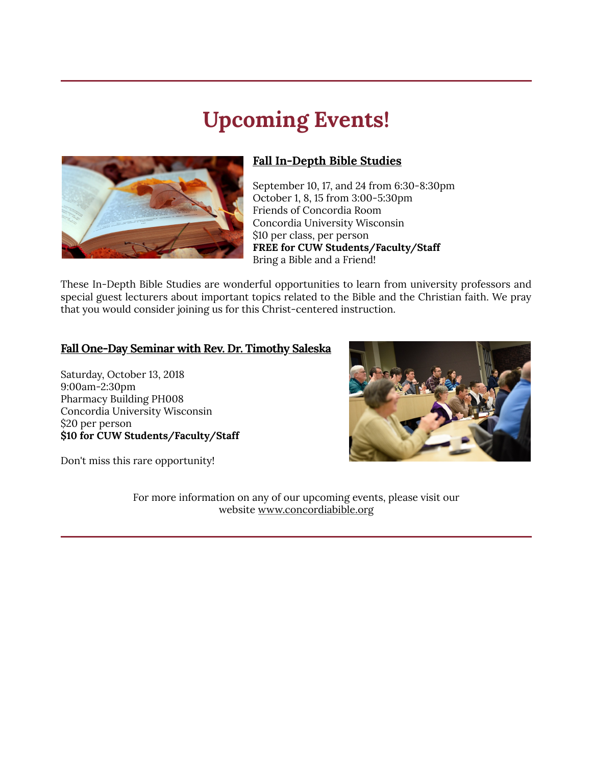# Upcoming Events!

### Fall In-Depth Bible Studies

September 10, 17, and 24 from 6:30-8:30pm
October 1, 8, 15 from 3:00-5:30pm
Friends of Concordia Room
Concordia University Wisconsin
$10 per class, per person
**FREE for CUW Students/Faculty/Staff**
Bring a Bible and a Friend!

These In-Depth Bible Studies are wonderful opportunities to learn from university professors and special guest lecturers about important topics related to the Bible and the Christian faith. We pray that you would consider joining us for this Christ-centered instruction.

### Fall One-Day Seminar with Rev. Dr. Timothy Saleska

Saturday, October 13, 2018
9:00am-2:30pm
Pharmacy Building PH008
Concordia University Wisconsin
$20 per person
**$10 for CUW Students/Faculty/Staff**

Don't miss this rare opportunity!

For more information on any of our upcoming events, please visit our website www.concordiabible.org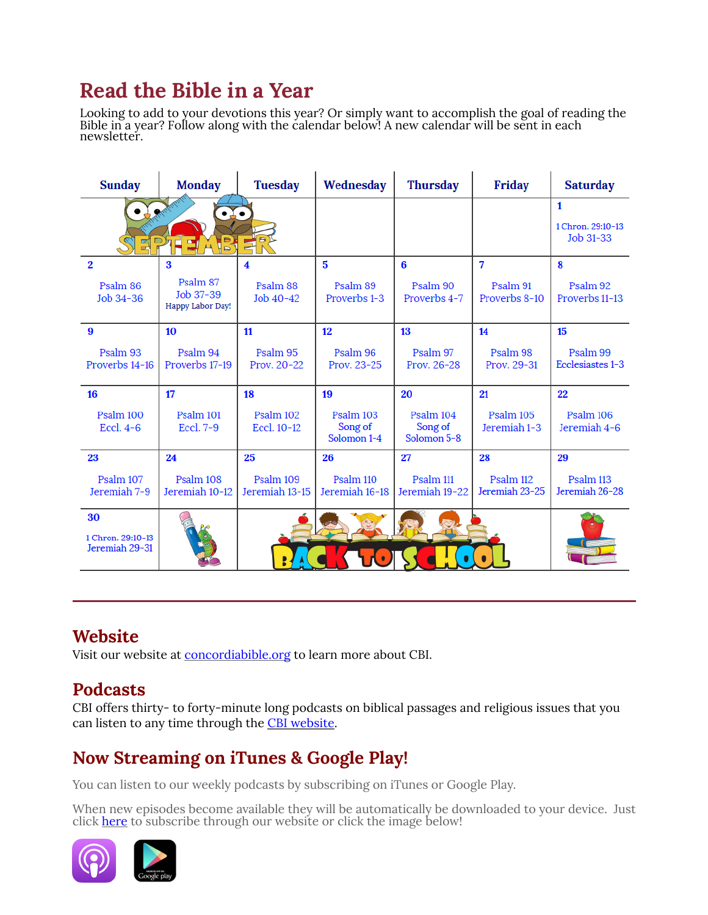# Read the Bible in a Year

Looking to add to your devotions this year? Or simply want to accomplish the goal of reading the Bible in a year? Follow along with the calendar below! A new calendar will be sent in each newsletter.

| Sunday | Monday | Tuesday | Wednesday | Thursday | Friday | Saturday |
|---|---|---|---|---|---|---|
| SEPTEMBER | | | | | | **1** 1 Chron. 29:10-13 Job 31-33 |
| **2** Psalm 86 Job 34-36 | **3** Psalm 87 Job 37-39 Happy Labor Day! | **4** Psalm 88 Job 40-42 | **5** Psalm 89 Proverbs 1-3 | **6** Psalm 90 Proverbs 4-7 | **7** Psalm 91 Proverbs 8-10 | **8** Psalm 92 Proverbs 11-13 |
| **9** Psalm 93 Proverbs 14-16 | **10** Psalm 94 Proverbs 17-19 | **11** Psalm 95 Prov. 20-22 | **12** Psalm 96 Prov. 23-25 | **13** Psalm 97 Prov. 26-28 | **14** Psalm 98 Prov. 29-31 | **15** Psalm 99 Ecclesiastes 1-3 |
| **16** Psalm 100 Eccl. 4-6 | **17** Psalm 101 Eccl. 7-9 | **18** Psalm 102 Eccl. 10-12 | **19** Psalm 103 Song of Solomon 1-4 | **20** Psalm 104 Song of Solomon 5-8 | **21** Psalm 105 Jeremiah 1-3 | **22** Psalm 106 Jeremiah 4-6 |
| **23** Psalm 107 Jeremiah 7-9 | **24** Psalm 108 Jeremiah 10-12 | **25** Psalm 109 Jeremiah 13-15 | **26** Psalm 110 Jeremiah 16-18 | **27** Psalm 111 Jeremiah 19-22 | **28** Psalm 112 Jeremiah 23-25 | **29** Psalm 113 Jeremiah 26-28 |
| **30** 1 Chron. 29:10-13 Jeremiah 29-31 | | BACK TO SCHOOL | | | | |

## Website

Visit our website at concordiabible.org to learn more about CBI.

## Podcasts

CBI offers thirty- to forty-minute long podcasts on biblical passages and religious issues that you can listen to any time through the CBI website.

## Now Streaming on iTunes & Google Play!

You can listen to our weekly podcasts by subscribing on iTunes or Google Play.

When new episodes become available they will be automatically be downloaded to your device. Just click here to subscribe through our website or click the image below!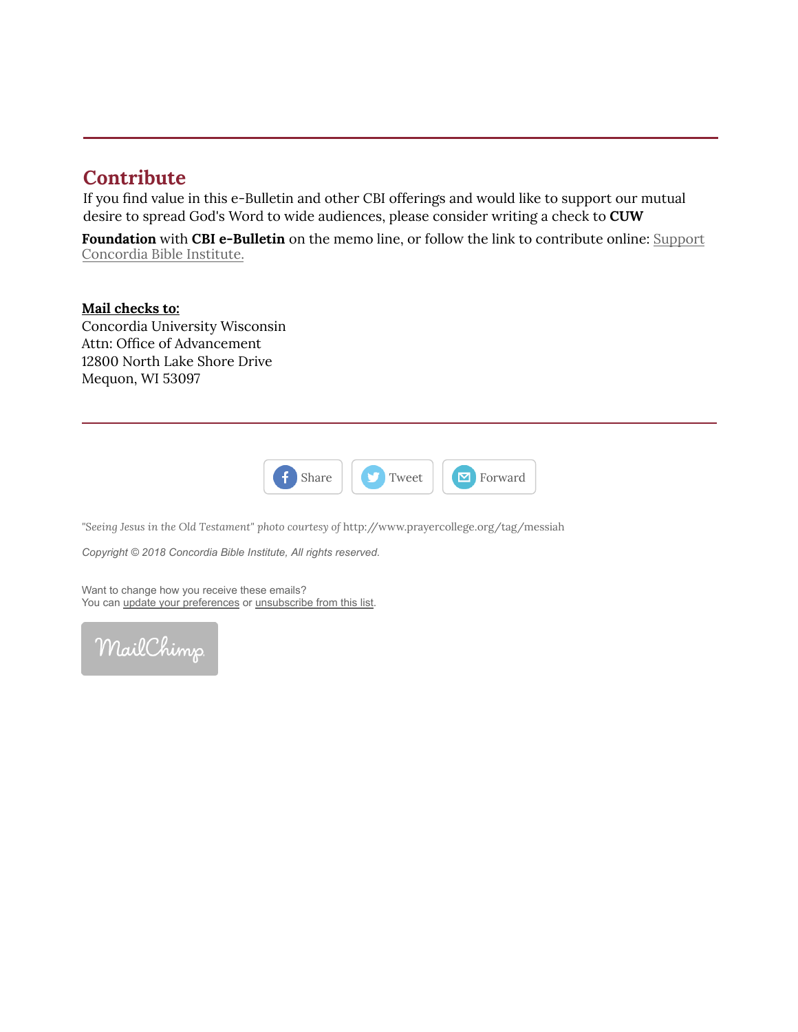## Contribute

If you find value in this e-Bulletin and other CBI offerings and would like to support our mutual desire to spread God's Word to wide audiences, please consider writing a check to **CUW Foundation** with **CBI e-Bulletin** on the memo line, or follow the link to contribute online: Support Concordia Bible Institute.

**Mail checks to:**
Concordia University Wisconsin
Attn: Office of Advancement
12800 North Lake Shore Drive
Mequon, WI 53097

Share Tweet Forward

*"Seeing Jesus in the Old Testament" photo courtesy of* http://www.prayercollege.org/tag/messiah

*Copyright © 2018 Concordia Bible Institute, All rights reserved.*

Want to change how you receive these emails?
You can update your preferences or unsubscribe from this list.

MailChimp